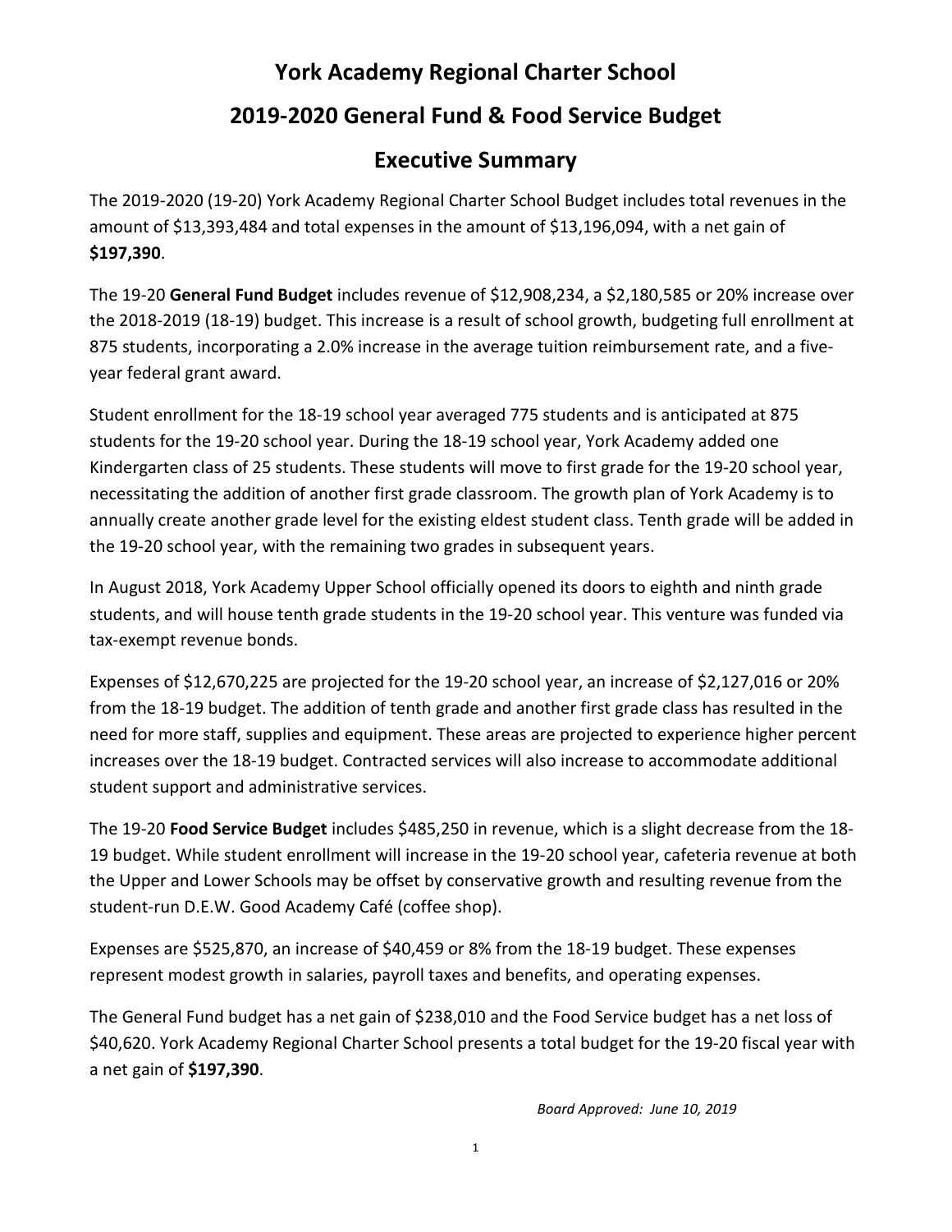# York Academy Regional Charter School

## 2019-2020 General Fund & Food Service Budget

## Executive Summary

The 2019-2020 (19-20) York Academy Regional Charter School Budget includes total revenues in the amount of $13,393,484 and total expenses in the amount of $13,196,094, with a net gain of **$197,390**.

The 19-20 **General Fund Budget** includes revenue of $12,908,234, a $2,180,585 or 20% increase over the 2018-2019 (18-19) budget. This increase is a result of school growth, budgeting full enrollment at 875 students, incorporating a 2.0% increase in the average tuition reimbursement rate, and a five-year federal grant award.

Student enrollment for the 18-19 school year averaged 775 students and is anticipated at 875 students for the 19-20 school year. During the 18-19 school year, York Academy added one Kindergarten class of 25 students. These students will move to first grade for the 19-20 school year, necessitating the addition of another first grade classroom. The growth plan of York Academy is to annually create another grade level for the existing eldest student class. Tenth grade will be added in the 19-20 school year, with the remaining two grades in subsequent years.

In August 2018, York Academy Upper School officially opened its doors to eighth and ninth grade students, and will house tenth grade students in the 19-20 school year. This venture was funded via tax-exempt revenue bonds.

Expenses of $12,670,225 are projected for the 19-20 school year, an increase of $2,127,016 or 20% from the 18-19 budget. The addition of tenth grade and another first grade class has resulted in the need for more staff, supplies and equipment. These areas are projected to experience higher percent increases over the 18-19 budget. Contracted services will also increase to accommodate additional student support and administrative services.

The 19-20 **Food Service Budget** includes $485,250 in revenue, which is a slight decrease from the 18-19 budget. While student enrollment will increase in the 19-20 school year, cafeteria revenue at both the Upper and Lower Schools may be offset by conservative growth and resulting revenue from the student-run D.E.W. Good Academy Café (coffee shop).

Expenses are $525,870, an increase of $40,459 or 8% from the 18-19 budget. These expenses represent modest growth in salaries, payroll taxes and benefits, and operating expenses.

The General Fund budget has a net gain of $238,010 and the Food Service budget has a net loss of $40,620. York Academy Regional Charter School presents a total budget for the 19-20 fiscal year with a net gain of **$197,390**.

*Board Approved: June 10, 2019*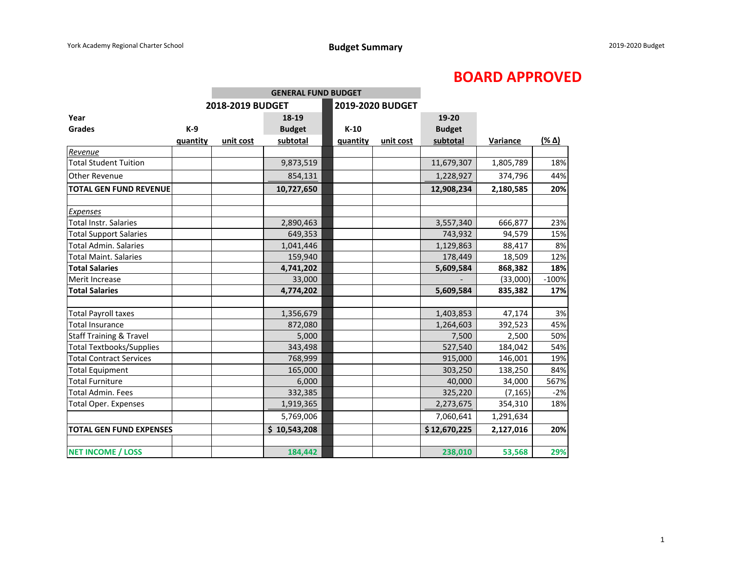York Academy Regional Charter School

## Budget Summary

2019-2020 Budget

**BOARD APPROVED**

| | GENERAL FUND BUDGET | | | | | | | |
|---|---|---|---|---|---|---|---|---|
| | 2018-2019 BUDGET | | | 2019-2020 BUDGET | | | | |
| Year | | | 18-19 | | | 19-20 | | |
| Grades | K-9 | | Budget | K-10 | | Budget | | |
| | quantity | unit cost | subtotal | quantity | unit cost | subtotal | Variance | (% Δ) |
| *Revenue* | | | | | | | | |
| Total Student Tuition | | | 9,873,519 | | | 11,679,307 | 1,805,789 | 18% |
| Other Revenue | | | 854,131 | | | 1,228,927 | 374,796 | 44% |
| **TOTAL GEN FUND REVENUE** | | | **10,727,650** | | | **12,908,234** | **2,180,585** | **20%** |
| | | | | | | | | |
| *Expenses* | | | | | | | | |
| Total Instr. Salaries | | | 2,890,463 | | | 3,557,340 | 666,877 | 23% |
| Total Support Salaries | | | 649,353 | | | 743,932 | 94,579 | 15% |
| Total Admin. Salaries | | | 1,041,446 | | | 1,129,863 | 88,417 | 8% |
| Total Maint. Salaries | | | 159,940 | | | 178,449 | 18,509 | 12% |
| **Total Salaries** | | | **4,741,202** | | | **5,609,584** | **868,382** | **18%** |
| Merit Increase | | | 33,000 | | | - | (33,000) | -100% |
| **Total Salaries** | | | **4,774,202** | | | **5,609,584** | **835,382** | **17%** |
| | | | | | | | | |
| Total Payroll taxes | | | 1,356,679 | | | 1,403,853 | 47,174 | 3% |
| Total Insurance | | | 872,080 | | | 1,264,603 | 392,523 | 45% |
| Staff Training & Travel | | | 5,000 | | | 7,500 | 2,500 | 50% |
| Total Textbooks/Supplies | | | 343,498 | | | 527,540 | 184,042 | 54% |
| Total Contract Services | | | 768,999 | | | 915,000 | 146,001 | 19% |
| Total Equipment | | | 165,000 | | | 303,250 | 138,250 | 84% |
| Total Furniture | | | 6,000 | | | 40,000 | 34,000 | 567% |
| Total Admin. Fees | | | 332,385 | | | 325,220 | (7,165) | -2% |
| Total Oper. Expenses | | | 1,919,365 | | | 2,273,675 | 354,310 | 18% |
| | | | 5,769,006 | | | 7,060,641 | 1,291,634 | |
| **TOTAL GEN FUND EXPENSES** | | | **$ 10,543,208** | | | **$ 12,670,225** | **2,127,016** | **20%** |
| | | | | | | | | |
| **NET INCOME / LOSS** | | | **184,442** | | | **238,010** | **53,568** | **29%** |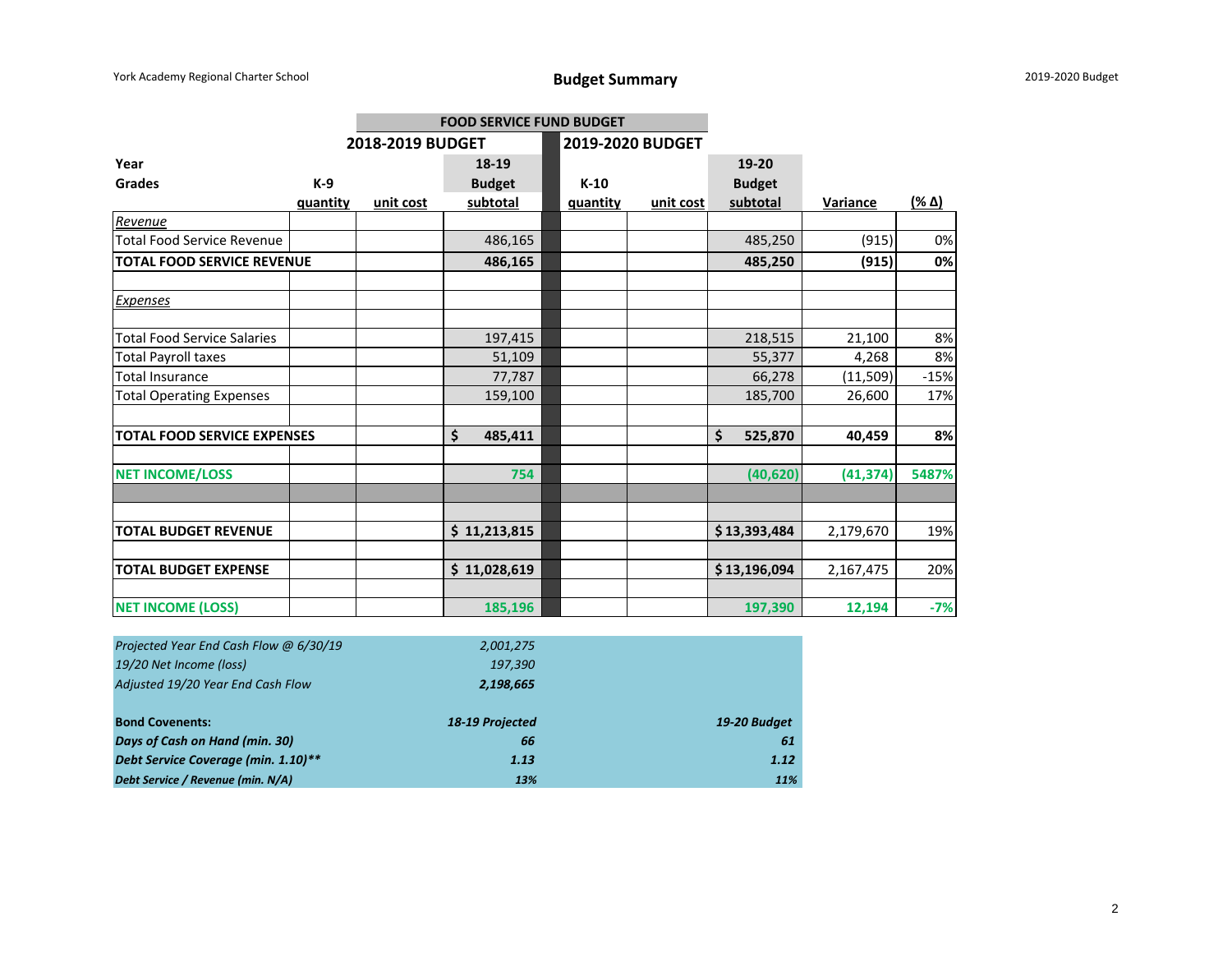York Academy Regional Charter School

## Budget Summary

2019-2020 Budget

| | | | FOOD SERVICE FUND BUDGET | | | | | |
|---|---|---|---|---|---|---|---|---|
| | 2018-2019 BUDGET | | | 2019-2020 BUDGET | | | | |
| **Year** | | | **18-19** | | | **19-20** | | |
| **Grades** | **K-9** | | **Budget** | **K-10** | | **Budget** | | |
| | **quantity** | **unit cost** | **subtotal** | **quantity** | **unit cost** | **subtotal** | **Variance** | **(% Δ)** |
| *Revenue* | | | | | | | | |
| Total Food Service Revenue | | | 486,165 | | | 485,250 | (915) | 0% |
| **TOTAL FOOD SERVICE REVENUE** | | | **486,165** | | | **485,250** | **(915)** | **0%** |
| | | | | | | | | |
| *Expenses* | | | | | | | | |
| | | | | | | | | |
| Total Food Service Salaries | | | 197,415 | | | 218,515 | 21,100 | 8% |
| Total Payroll taxes | | | 51,109 | | | 55,377 | 4,268 | 8% |
| Total Insurance | | | 77,787 | | | 66,278 | (11,509) | -15% |
| Total Operating Expenses | | | 159,100 | | | 185,700 | 26,600 | 17% |
| | | | | | | | | |
| **TOTAL FOOD SERVICE EXPENSES** | | | **$ 485,411** | | | **$ 525,870** | **40,459** | **8%** |
| | | | | | | | | |
| **NET INCOME/LOSS** | | | **754** | | | **(40,620)** | **(41,374)** | **5487%** |
| | | | | | | | | |
| | | | | | | | | |
| **TOTAL BUDGET REVENUE** | | | **$ 11,213,815** | | | **$ 13,393,484** | 2,179,670 | 19% |
| | | | | | | | | |
| **TOTAL BUDGET EXPENSE** | | | **$ 11,028,619** | | | **$ 13,196,094** | 2,167,475 | 20% |
| | | | | | | | | |
| **NET INCOME (LOSS)** | | | **185,196** | | | **197,390** | **12,194** | **-7%** |

| | | |
|---|---|---|
| *Projected Year End Cash Flow @ 6/30/19* | *2,001,275* | |
| *19/20 Net Income (loss)* | *197,390* | |
| *Adjusted 19/20 Year End Cash Flow* | ***2,198,665*** | |
| | | |
| **Bond Covenents:** | ***18-19 Projected*** | ***19-20 Budget*** |
| ***Days of Cash on Hand (min. 30)*** | ***66*** | ***61*** |
| ***Debt Service Coverage (min. 1.10)**\**** | ***1.13*** | ***1.12*** |
| ***Debt Service / Revenue (min. N/A)*** | ***13%*** | ***11%*** |